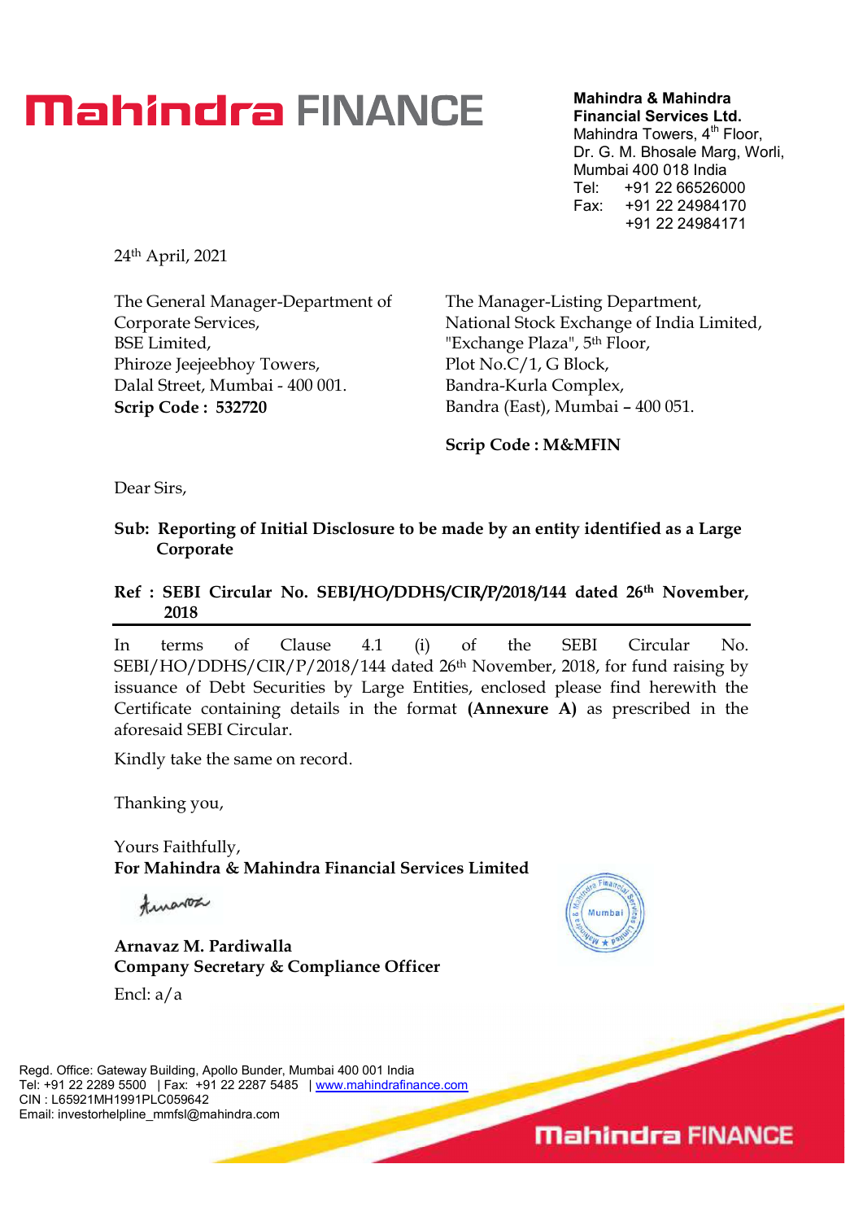**Mahindra & Mahindra Financial Services Ltd.**
Mahindra Towers, 4th Floor,
Dr. G. M. Bhosale Marg, Worli,
Mumbai 400 018 India
Tel: +91 22 66526000
Fax: +91 22 24984170
+91 22 24984171

24th April, 2021

The General Manager-Department of Corporate Services,
BSE Limited,
Phiroze Jeejeebhoy Towers,
Dalal Street, Mumbai - 400 001.
**Scrip Code : 532720**

The Manager-Listing Department,
National Stock Exchange of India Limited,
"Exchange Plaza", 5th Floor,
Plot No.C/1, G Block,
Bandra-Kurla Complex,
Bandra (East), Mumbai – 400 051.

**Scrip Code : M&MFIN**

Dear Sirs,

**Sub: Reporting of Initial Disclosure to be made by an entity identified as a Large Corporate**

**Ref : SEBI Circular No. SEBI/HO/DDHS/CIR/P/2018/144 dated 26th November, 2018**

In terms of Clause 4.1 (i) of the SEBI Circular No. SEBI/HO/DDHS/CIR/P/2018/144 dated 26th November, 2018, for fund raising by issuance of Debt Securities by Large Entities, enclosed please find herewith the Certificate containing details in the format **(Annexure A)** as prescribed in the aforesaid SEBI Circular.

Kindly take the same on record.

Thanking you,

Yours Faithfully,
**For Mahindra & Mahindra Financial Services Limited**

**Arnavaz M. Pardiwalla**
**Company Secretary & Compliance Officer**

Encl: a/a

Regd. Office: Gateway Building, Apollo Bunder, Mumbai 400 001 India
Tel: +91 22 2289 5500 | Fax: +91 22 2287 5485 | www.mahindrafinance.com
CIN : L65921MH1991PLC059642
Email: investorhelpline_mmfsl@mahindra.com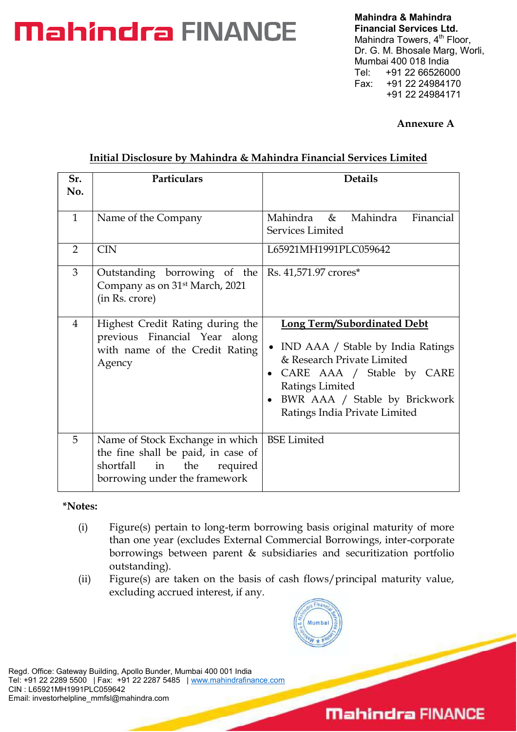Mahindra & Mahindra Financial Services Ltd.
Mahindra Towers, 4th Floor,
Dr. G. M. Bhosale Marg, Worli,
Mumbai 400 018 India
Tel: +91 22 66526000
Fax: +91 22 24984170
+91 22 24984171

**Annexure A**

## Initial Disclosure by Mahindra & Mahindra Financial Services Limited

| Sr. No. | Particulars | Details |
|---|---|---|
| 1 | Name of the Company | Mahindra & Mahindra Financial Services Limited |
| 2 | CIN | L65921MH1991PLC059642 |
| 3 | Outstanding borrowing of the Company as on 31st March, 2021 (in Rs. crore) | Rs. 41,571.97 crores* |
| 4 | Highest Credit Rating during the previous Financial Year along with name of the Credit Rating Agency | **Long Term/Subordinated Debt**<br>• IND AAA / Stable by India Ratings & Research Private Limited<br>• CARE AAA / Stable by CARE Ratings Limited<br>• BWR AAA / Stable by Brickwork Ratings India Private Limited |
| 5 | Name of Stock Exchange in which the fine shall be paid, in case of shortfall in the required borrowing under the framework | BSE Limited |

***Notes:**

(i) Figure(s) pertain to long-term borrowing basis original maturity of more than one year (excludes External Commercial Borrowings, inter-corporate borrowings between parent & subsidiaries and securitization portfolio outstanding).

(ii) Figure(s) are taken on the basis of cash flows/principal maturity value, excluding accrued interest, if any.

Regd. Office: Gateway Building, Apollo Bunder, Mumbai 400 001 India
Tel: +91 22 2289 5500 | Fax: +91 22 2287 5485 | www.mahindrafinance.com
CIN : L65921MH1991PLC059642
Email: investorhelpline_mmfsl@mahindra.com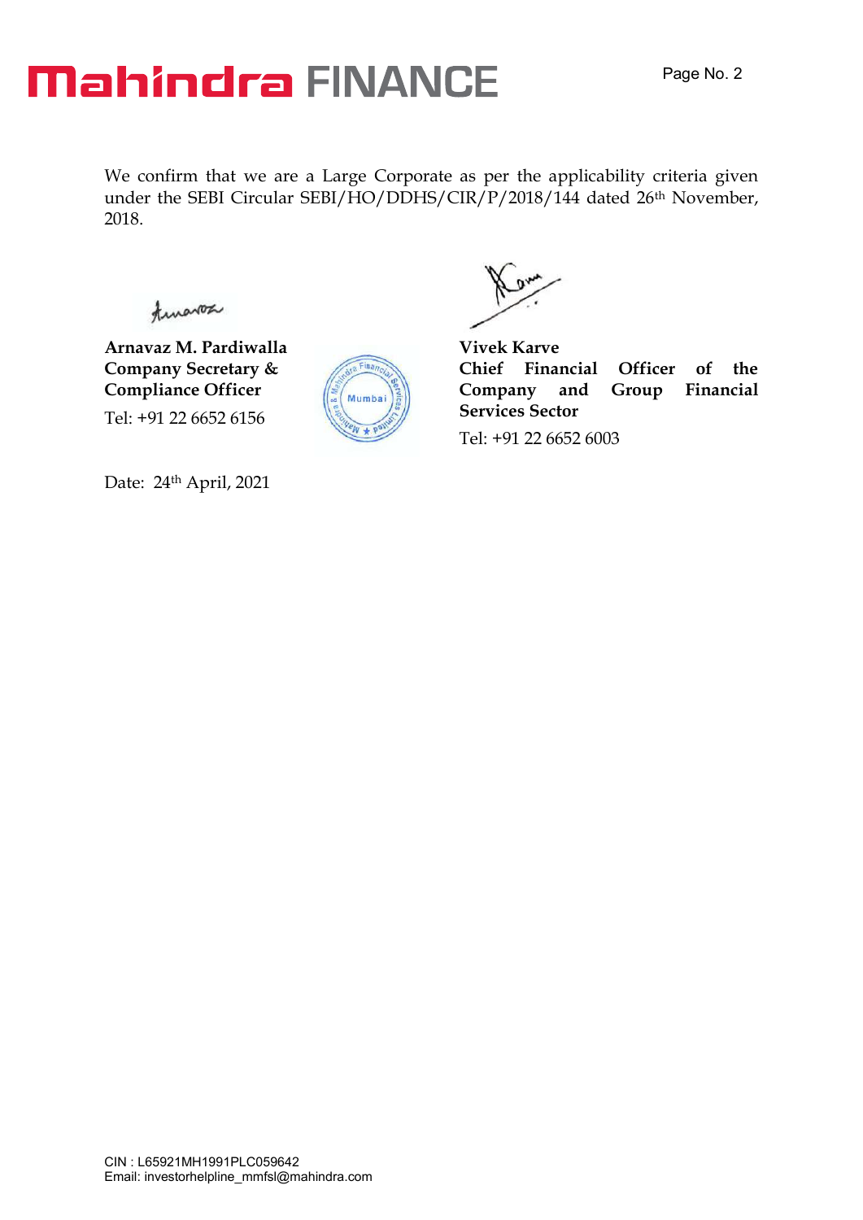We confirm that we are a Large Corporate as per the applicability criteria given under the SEBI Circular SEBI/HO/DDHS/CIR/P/2018/144 dated 26th November, 2018.

**Arnavaz M. Pardiwalla**
**Company Secretary & Compliance Officer**
Tel: +91 22 6652 6156

**Vivek Karve**
**Chief Financial Officer of the Company and Group Financial Services Sector**
Tel: +91 22 6652 6003

Date: 24th April, 2021

CIN : L65921MH1991PLC059642
Email: investorhelpline_mmfsl@mahindra.com